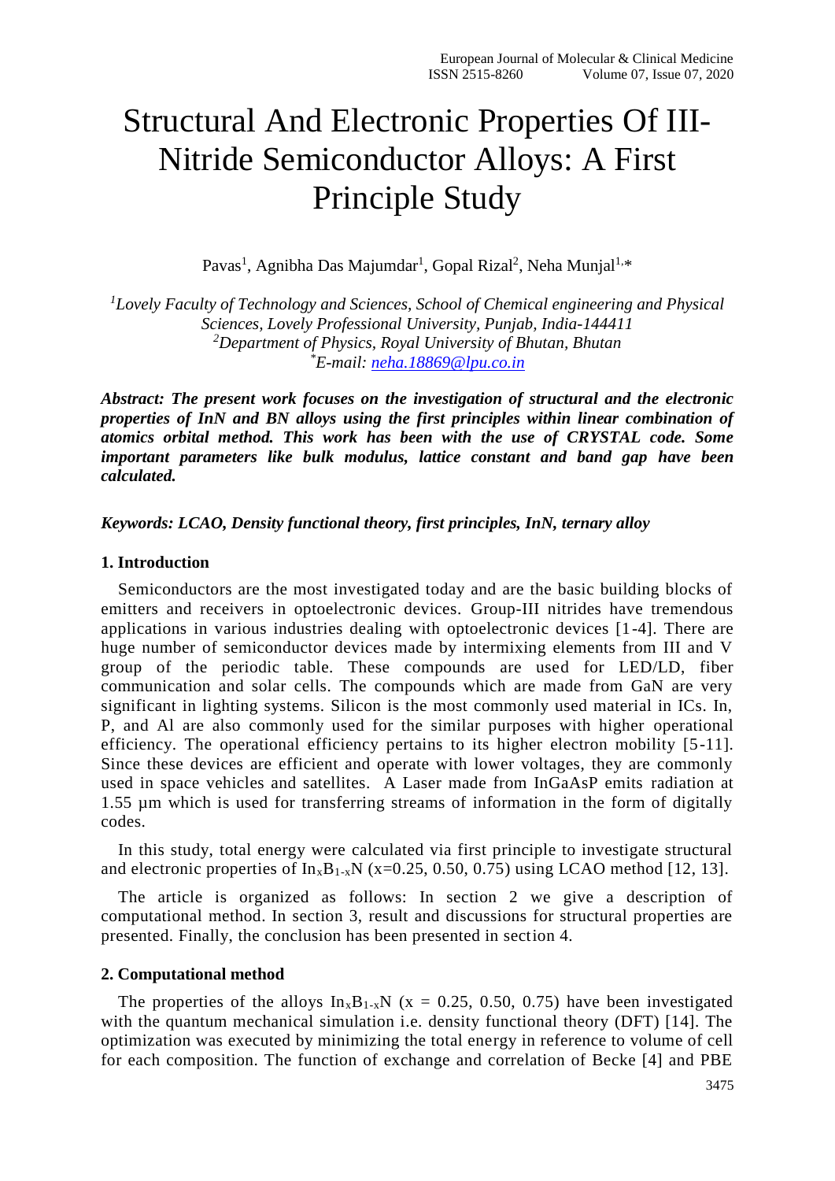# Structural And Electronic Properties Of III-Nitride Semiconductor Alloys: A First Principle Study

Pavas[1], Agnibha Das Majumdar[1], Gopal Rizal[2], Neha Munjal[1,*]

*[1]Lovely Faculty of Technology and Sciences, School of Chemical engineering and Physical Sciences, Lovely Professional University, Punjab, India-144411*
*[2]Department of Physics, Royal University of Bhutan, Bhutan*
*[*]E-mail: neha.18869@lpu.co.in*

***Abstract: The present work focuses on the investigation of structural and the electronic properties of InN and BN alloys using the first principles within linear combination of atomics orbital method. This work has been with the use of CRYSTAL code. Some important parameters like bulk modulus, lattice constant and band gap have been calculated.***

***Keywords: LCAO, Density functional theory, first principles, InN, ternary alloy***

## 1. Introduction

Semiconductors are the most investigated today and are the basic building blocks of emitters and receivers in optoelectronic devices. Group-III nitrides have tremendous applications in various industries dealing with optoelectronic devices [1-4]. There are huge number of semiconductor devices made by intermixing elements from III and V group of the periodic table. These compounds are used for LED/LD, fiber communication and solar cells. The compounds which are made from GaN are very significant in lighting systems. Silicon is the most commonly used material in ICs. In, P, and Al are also commonly used for the similar purposes with higher operational efficiency. The operational efficiency pertains to its higher electron mobility [5-11]. Since these devices are efficient and operate with lower voltages, they are commonly used in space vehicles and satellites. A Laser made from InGaAsP emits radiation at 1.55 µm which is used for transferring streams of information in the form of digitally codes.

In this study, total energy were calculated via first principle to investigate structural and electronic properties of $In_xB_{1-x}N$ (x=0.25, 0.50, 0.75) using LCAO method [12, 13].

The article is organized as follows: In section 2 we give a description of computational method. In section 3, result and discussions for structural properties are presented. Finally, the conclusion has been presented in section 4.

## 2. Computational method

The properties of the alloys $In_xB_{1-x}N$ (x = 0.25, 0.50, 0.75) have been investigated with the quantum mechanical simulation i.e. density functional theory (DFT) [14]. The optimization was executed by minimizing the total energy in reference to volume of cell for each composition. The function of exchange and correlation of Becke [4] and PBE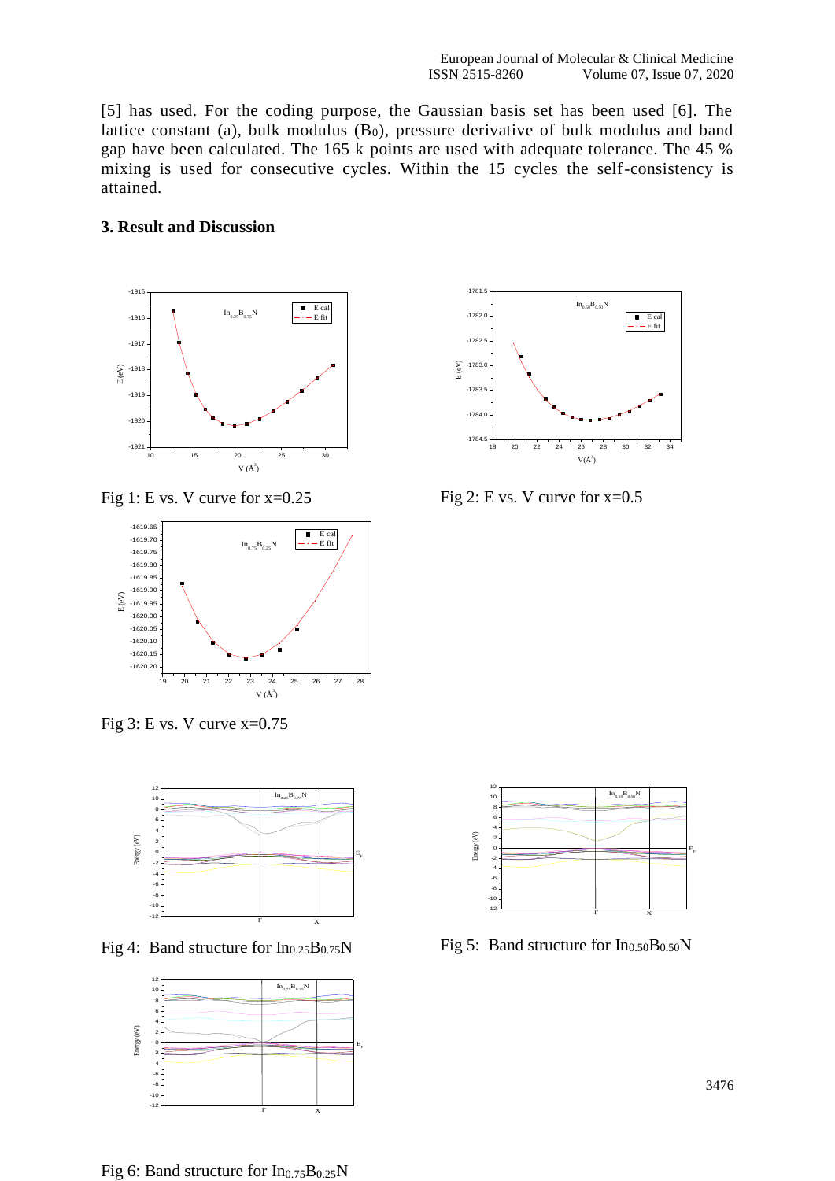[5] has used. For the coding purpose, the Gaussian basis set has been used [6]. The lattice constant (a), bulk modulus ($B_0$), pressure derivative of bulk modulus and band gap have been calculated. The 165 k points are used with adequate tolerance. The 45 % mixing is used for consecutive cycles. Within the 15 cycles the self-consistency is attained.

### 3. Result and Discussion

Fig 1: E vs. V curve for x=0.25

Fig 2: E vs. V curve for x=0.5

Fig 3: E vs. V curve x=0.75

Fig 4: Band structure for $In_{0.25}B_{0.75}N$

Fig 5: Band structure for $In_{0.50}B_{0.50}N$

Fig 6: Band structure for $In_{0.75}B_{0.25}N$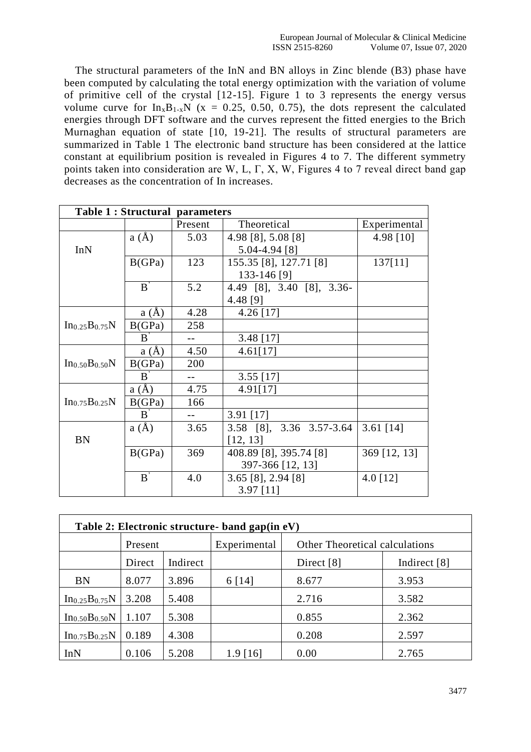The structural parameters of the InN and BN alloys in Zinc blende (B3) phase have been computed by calculating the total energy optimization with the variation of volume of primitive cell of the crystal [12-15]. Figure 1 to 3 represents the energy versus volume curve for $In_xB_{1-x}N$ ($x = 0.25, 0.50, 0.75$), the dots represent the calculated energies through DFT software and the curves represent the fitted energies to the Brich Murnaghan equation of state [10, 19-21]. The results of structural parameters are summarized in Table 1 The electronic band structure has been considered at the lattice constant at equilibrium position is revealed in Figures 4 to 7. The different symmetry points taken into consideration are W, L, Γ, X, W, Figures 4 to 7 reveal direct band gap decreases as the concentration of In increases.

**Table 1 : Structural parameters**

| | | Present | Theoretical | Experimental |
|---|---|---|---|---|
| InN | a (Å) | 5.03 | 4.98 [8], 5.08 [8] 5.04-4.94 [8] | 4.98 [10] |
| | B(GPa) | 123 | 155.35 [8], 127.71 [8] 133-146 [9] | 137[11] |
| | B' | 5.2 | 4.49 [8], 3.40 [8], 3.36-4.48 [9] | |
| $In_{0.25}B_{0.75}N$ | a (Å) | 4.28 | 4.26 [17] | |
| | B(GPa) | 258 | | |
| | B' | -- | 3.48 [17] | |
| $In_{0.50}B_{0.50}N$ | a (Å) | 4.50 | 4.61[17] | |
| | B(GPa) | 200 | | |
| | B' | -- | 3.55 [17] | |
| $In_{0.75}B_{0.25}N$ | a (Å) | 4.75 | 4.91[17] | |
| | B(GPa) | 166 | | |
| | B' | -- | 3.91 [17] | |
| BN | a (Å) | 3.65 | 3.58 [8], 3.36 3.57-3.64 [12, 13] | 3.61 [14] |
| | B(GPa) | 369 | 408.89 [8], 395.74 [8] 397-366 [12, 13] | 369 [12, 13] |
| | B' | 4.0 | 3.65 [8], 2.94 [8] 3.97 [11] | 4.0 [12] |

**Table 2: Electronic structure- band gap(in eV)**

| | Present | | Experimental | Other Theoretical calculations | |
|---|---|---|---|---|---|
| | Direct | Indirect | | Direct [8] | Indirect [8] |
| BN | 8.077 | 3.896 | 6 [14] | 8.677 | 3.953 |
| $In_{0.25}B_{0.75}N$ | 3.208 | 5.408 | | 2.716 | 3.582 |
| $In_{0.50}B_{0.50}N$ | 1.107 | 5.308 | | 0.855 | 2.362 |
| $In_{0.75}B_{0.25}N$ | 0.189 | 4.308 | | 0.208 | 2.597 |
| InN | 0.106 | 5.208 | 1.9 [16] | 0.00 | 2.765 |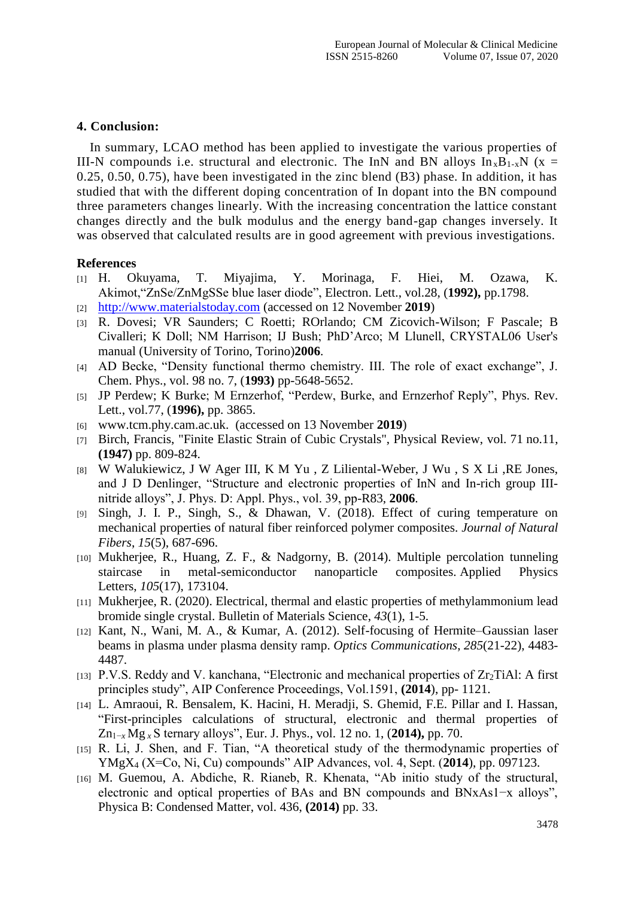## 4. Conclusion:

In summary, LCAO method has been applied to investigate the various properties of III-N compounds i.e. structural and electronic. The InN and BN alloys $In_xB_{1-x}N$ ($x$ = 0.25, 0.50, 0.75), have been investigated in the zinc blend (B3) phase. In addition, it has studied that with the different doping concentration of In dopant into the BN compound three parameters changes linearly. With the increasing concentration the lattice constant changes directly and the bulk modulus and the energy band-gap changes inversely. It was observed that calculated results are in good agreement with previous investigations.

### References

[1] H. Okuyama, T. Miyajima, Y. Morinaga, F. Hiei, M. Ozawa, K. Akimot,"ZnSe/ZnMgSSe blue laser diode", Electron. Lett., vol.28, (**1992),** pp.1798.

[2] http://www.materialstoday.com (accessed on 12 November **2019**)

[3] R. Dovesi; VR Saunders; C Roetti; ROrlando; CM Zicovich-Wilson; F Pascale; B Civalleri; K Doll; NM Harrison; IJ Bush; PhD'Arco; M Llunell, CRYSTAL06 User's manual (University of Torino, Torino)**2006**.

[4] AD Becke, "Density functional thermo chemistry. III. The role of exact exchange", J. Chem. Phys., vol. 98 no. 7, (**1993)** pp-5648-5652.

[5] JP Perdew; K Burke; M Ernzerhof, "Perdew, Burke, and Ernzerhof Reply", Phys. Rev. Lett., vol.77, (**1996),** pp. 3865.

[6] www.tcm.phy.cam.ac.uk. (accessed on 13 November **2019**)

[7] Birch, Francis, "Finite Elastic Strain of Cubic Crystals", Physical Review, vol. 71 no.11, **(1947)** pp. 809-824.

[8] W Walukiewicz, J W Ager III, K M Yu , Z Liliental-Weber, J Wu , S X Li ,RE Jones, and J D Denlinger, "Structure and electronic properties of InN and In-rich group III-nitride alloys", J. Phys. D: Appl. Phys., vol. 39, pp-R83, **2006**.

[9] Singh, J. I. P., Singh, S., & Dhawan, V. (2018). Effect of curing temperature on mechanical properties of natural fiber reinforced polymer composites. *Journal of Natural Fibers*, *15*(5), 687-696.

[10] Mukherjee, R., Huang, Z. F., & Nadgorny, B. (2014). Multiple percolation tunneling staircase in metal-semiconductor nanoparticle composites. Applied Physics Letters, *105*(17), 173104.

[11] Mukherjee, R. (2020). Electrical, thermal and elastic properties of methylammonium lead bromide single crystal. Bulletin of Materials Science, *43*(1), 1-5.

[12] Kant, N., Wani, M. A., & Kumar, A. (2012). Self-focusing of Hermite–Gaussian laser beams in plasma under plasma density ramp. *Optics Communications*, *285*(21-22), 4483-4487.

[13] P.V.S. Reddy and V. kanchana, "Electronic and mechanical properties of $Zr_2TiAl$: A first principles study", AIP Conference Proceedings, Vol.1591, **(2014**), pp- 1121.

[14] L. Amraoui, R. Bensalem, K. Hacini, H. Meradji, S. Ghemid, F.E. Pillar and I. Hassan, "First-principles calculations of structural, electronic and thermal properties of $Zn_{1-x}Mg_xS$ ternary alloys", Eur. J. Phys., vol. 12 no. 1, (**2014),** pp. 70.

[15] R. Li, J. Shen, and F. Tian, "A theoretical study of the thermodynamic properties of $YMgX_4$ (X=Co, Ni, Cu) compounds" AIP Advances, vol. 4, Sept. (**2014**), pp. 097123.

[16] M. Guemou, A. Abdiche, R. Rianeb, R. Khenata, "Ab initio study of the structural, electronic and optical properties of BAs and BN compounds and $BN_xAs_{1-x}$ alloys", Physica B: Condensed Matter, vol. 436, **(2014)** pp. 33.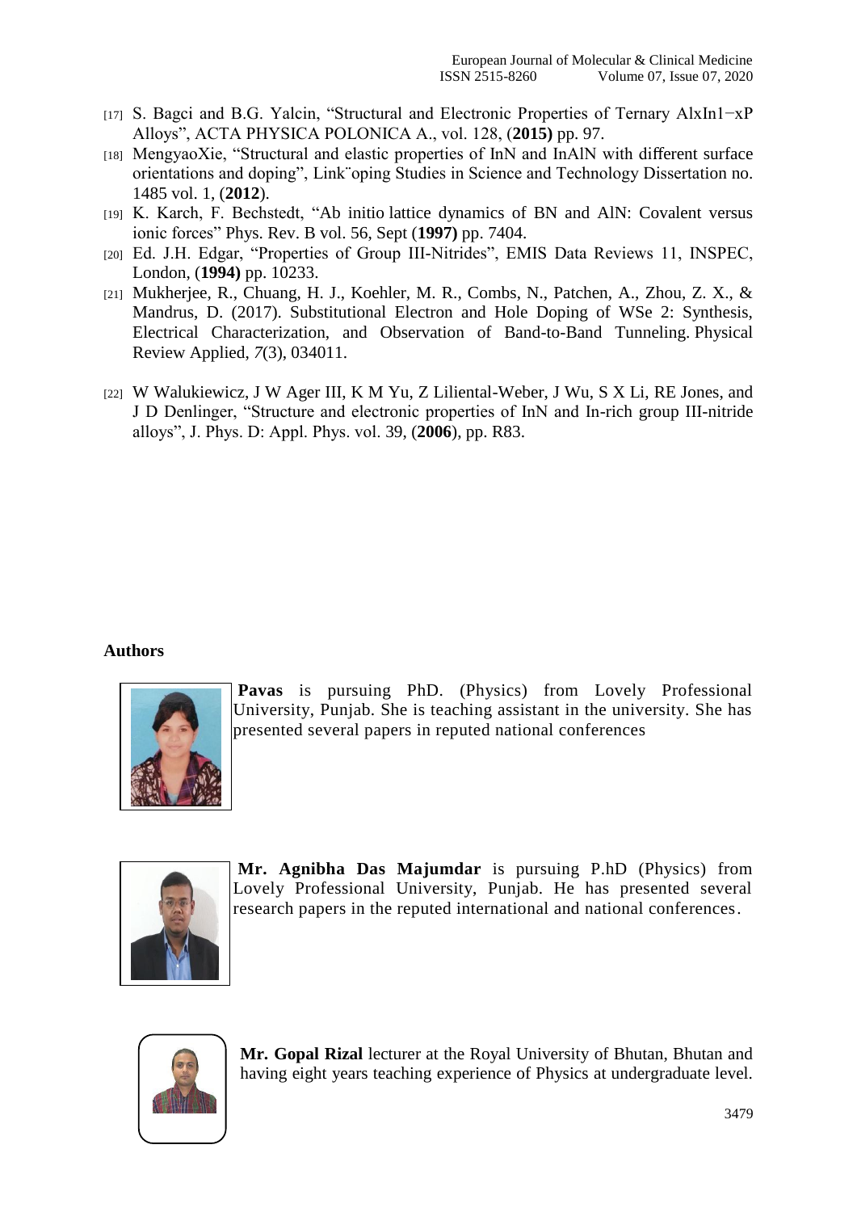[17] S. Bagci and B.G. Yalcin, "Structural and Electronic Properties of Ternary AlxIn1−xP Alloys", ACTA PHYSICA POLONICA A., vol. 128, (**2015)** pp. 97.

[18] MengyaoXie, "Structural and elastic properties of InN and InAlN with different surface orientations and doping", Link¨oping Studies in Science and Technology Dissertation no. 1485 vol. 1, (**2012**).

[19] K. Karch, F. Bechstedt, "Ab initio lattice dynamics of BN and AlN: Covalent versus ionic forces" Phys. Rev. B vol. 56, Sept (**1997)** pp. 7404.

[20] Ed. J.H. Edgar, "Properties of Group III-Nitrides", EMIS Data Reviews 11, INSPEC, London, (**1994)** pp. 10233.

[21] Mukherjee, R., Chuang, H. J., Koehler, M. R., Combs, N., Patchen, A., Zhou, Z. X., & Mandrus, D. (2017). Substitutional Electron and Hole Doping of WSe 2: Synthesis, Electrical Characterization, and Observation of Band-to-Band Tunneling. Physical Review Applied, *7*(3), 034011.

[22] W Walukiewicz, J W Ager III, K M Yu, Z Liliental-Weber, J Wu, S X Li, RE Jones, and J D Denlinger, "Structure and electronic properties of InN and In-rich group III-nitride alloys", J. Phys. D: Appl. Phys. vol. 39, (**2006**), pp. R83.

**Authors**

**Pavas** is pursuing PhD. (Physics) from Lovely Professional University, Punjab. She is teaching assistant in the university. She has presented several papers in reputed national conferences

**Mr. Agnibha Das Majumdar** is pursuing P.hD (Physics) from Lovely Professional University, Punjab. He has presented several research papers in the reputed international and national conferences.

**Mr. Gopal Rizal** lecturer at the Royal University of Bhutan, Bhutan and having eight years teaching experience of Physics at undergraduate level.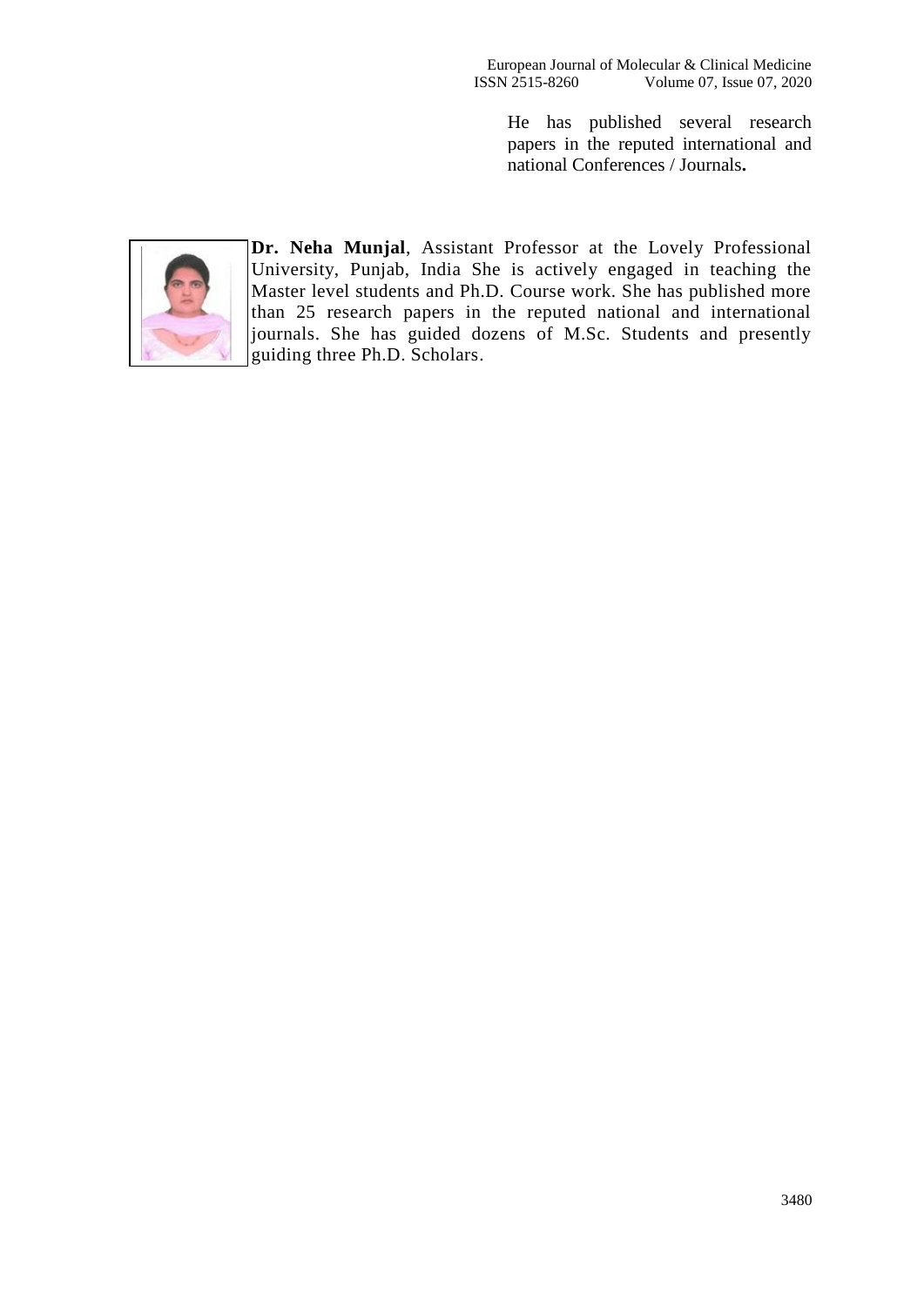He has published several research papers in the reputed international and national Conferences / Journals**.**

**Dr. Neha Munjal**, Assistant Professor at the Lovely Professional University, Punjab, India She is actively engaged in teaching the Master level students and Ph.D. Course work. She has published more than 25 research papers in the reputed national and international journals. She has guided dozens of M.Sc. Students and presently guiding three Ph.D. Scholars.